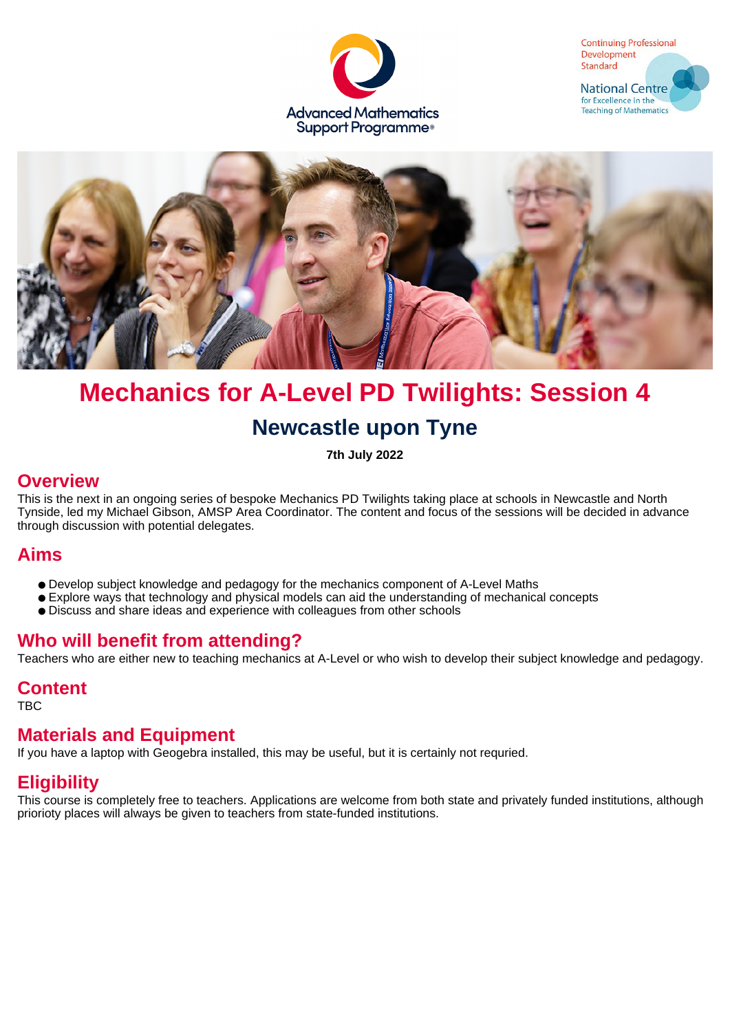Advanced Mathematics Support Programme

Continuing Professional Development Standard

National Centre for Excellence in the Teaching of Mathematics

# Mechanics for A-Level PD Twilights: Session 4

## Newcastle upon Tyne

**7th July 2022**

## Overview

This is the next in an ongoing series of bespoke Mechanics PD Twilights taking place at schools in Newcastle and North Tynside, led my Michael Gibson, AMSP Area Coordinator. The content and focus of the sessions will be decided in advance through discussion with potential delegates.

## Aims

- Develop subject knowledge and pedagogy for the mechanics component of A-Level Maths
- Explore ways that technology and physical models can aid the understanding of mechanical concepts
- Discuss and share ideas and experience with colleagues from other schools

## Who will benefit from attending?

Teachers who are either new to teaching mechanics at A-Level or who wish to develop their subject knowledge and pedagogy.

## Content

TBC

## Materials and Equipment

If you have a laptop with Geogebra installed, this may be useful, but it is certainly not requried.

## Eligibility

This course is completely free to teachers. Applications are welcome from both state and privately funded institutions, although priorioty places will always be given to teachers from state-funded institutions.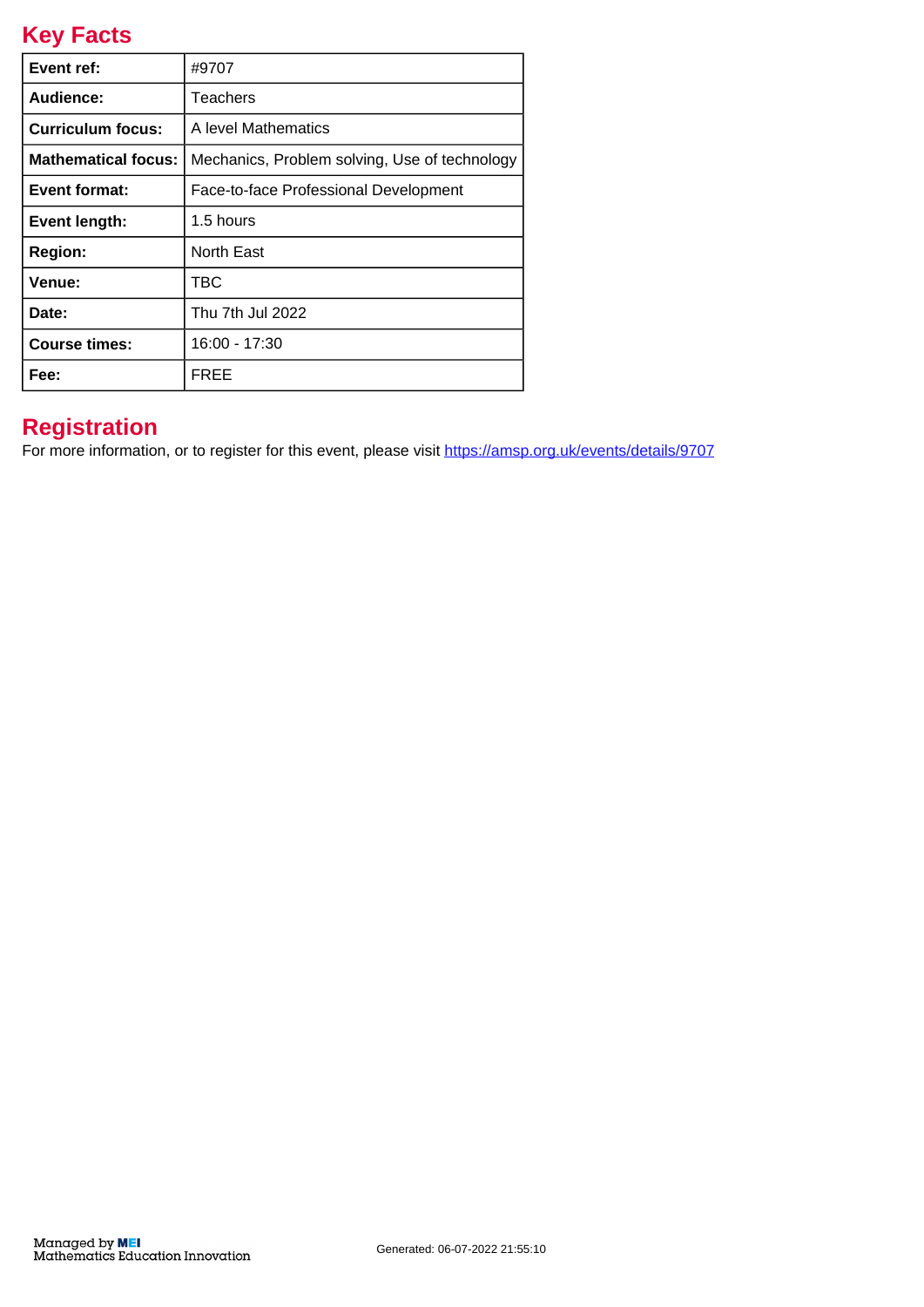## Key Facts

| | |
|---|---|
| **Event ref:** | #9707 |
| **Audience:** | Teachers |
| **Curriculum focus:** | A level Mathematics |
| **Mathematical focus:** | Mechanics, Problem solving, Use of technology |
| **Event format:** | Face-to-face Professional Development |
| **Event length:** | 1.5 hours |
| **Region:** | North East |
| **Venue:** | TBC |
| **Date:** | Thu 7th Jul 2022 |
| **Course times:** | 16:00 - 17:30 |
| **Fee:** | FREE |

## Registration

For more information, or to register for this event, please visit [https://amsp.org.uk/events/details/9707](https://amsp.org.uk/events/details/9707)

Managed by MEI Mathematics Education Innovation

Generated: 06-07-2022 21:55:10